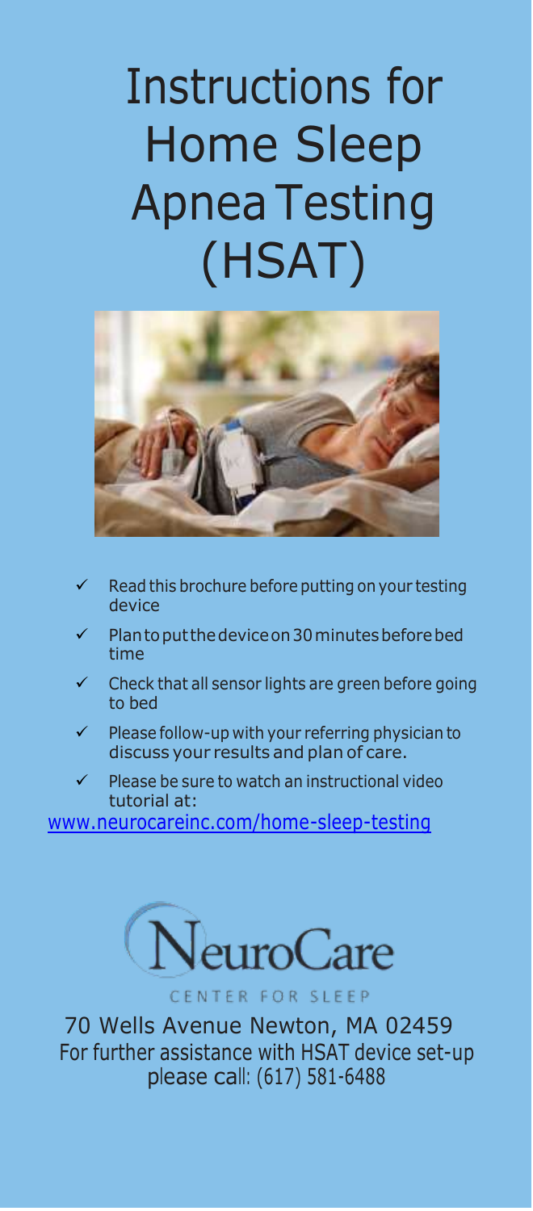# Instructions for Home Sleep Apnea Testing (HSAT)

- ✓ Read this brochure before putting on your testing device
- ✓ Plan to put the device on 30 minutes before bed time
- ✓ Check that all sensor lights are green before going to bed
- ✓ Please follow-up with your referring physician to discuss your results and plan of care.
- ✓ Please be sure to watch an instructional video tutorial at:

[www.neurocareinc.com/home-sleep-testing](http://www.neurocareinc.com/home-sleep-testing)

NeuroCare

CENTER FOR SLEEP

70 Wells Avenue Newton, MA 02459

For further assistance with HSAT device set-up please call: (617) 581-6488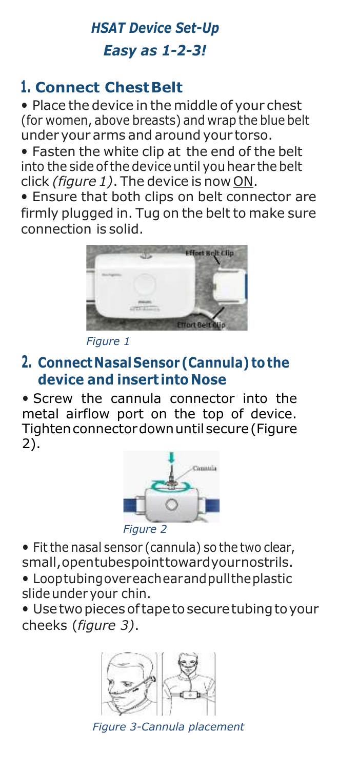## *HSAT Device Set-Up*

## *Easy as 1-2-3!*

### 1. Connect Chest Belt

- Place the device in the middle of your chest (for women, above breasts) and wrap the blue belt under your arms and around your torso.
- Fasten the white clip at the end of the belt into the side of the device until you hear the belt click *(figure 1)*. The device is now ON.
- Ensure that both clips on belt connector are firmly plugged in. Tug on the belt to make sure connection is solid.

*Figure 1*

### 2. Connect Nasal Sensor (Cannula) to the device and insert into Nose

- Screw the cannula connector into the metal airflow port on the top of device. Tighten connector down until secure (Figure 2).

*Figure 2*

- Fit the nasal sensor (cannula) so the two clear, small, open tubes point toward your nostrils.
- Loop tubing over each ear and pull the plastic slide under your chin.
- Use two pieces of tape to secure tubing to your cheeks (*figure 3)*.

*Figure 3-Cannula placement*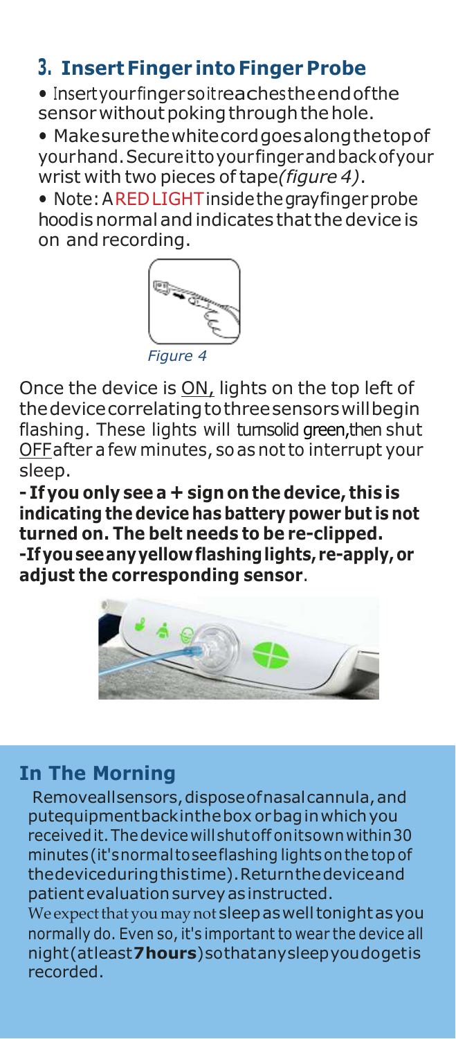## 3. Insert Finger into Finger Probe

- Insert your finger so it reaches the end of the sensor without poking through the hole.
- Make sure the white cord goes along the top of your hand. Secure it to your finger and back of your wrist with two pieces of tape *(figure 4)*.
- Note: A RED LIGHT inside the gray finger probe hood is normal and indicates that the device is on and recording.

*Figure 4*

Once the device is ON, lights on the top left of the device correlating to three sensors will begin flashing. These lights will turn solid green, then shut OFF after a few minutes, so as not to interrupt your sleep.

**- If you only see a + sign on the device, this is indicating the device has battery power but is not turned on. The belt needs to be re-clipped.**
**-If you see any yellow flashing lights, re-apply, or adjust the corresponding sensor**.

## In The Morning

Remove all sensors, dispose of nasal cannula, and put equipment back in the box or bag in which you received it. The device will shut off on its own within 30 minutes (it's normal to see flashing lights on the top of the device during this time). Return the device and patient evaluation survey as instructed.
We expect that you may not sleep as well tonight as you normally do. Even so, it's important to wear the device all night (at least **7 hours**) so that any sleep you do get is recorded.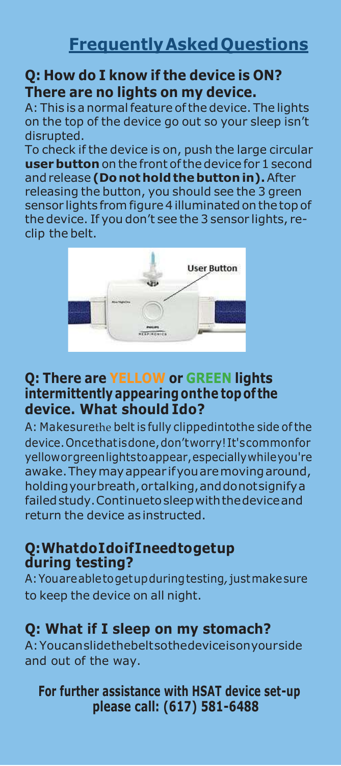## Frequently Asked Questions

**Q: How do I know if the device is ON? There are no lights on my device.**

A: This is a normal feature of the device. The lights on the top of the device go out so your sleep isn't disrupted.

To check if the device is on, push the large circular **user button** on the front of the device for 1 second and release **(Do not hold the button in).** After releasing the button, you should see the 3 green sensor lights from figure 4 illuminated on the top of the device. If you don't see the 3 sensor lights, re-clip the belt.

User Button

**Q: There are YELLOW or GREEN lights intermittently appearing on the top of the device. What should I do?**

A: Make sure the belt is fully clipped into the side of the device. Once that is done, don't worry! It's common for yellow or green lights to appear, especially while you're awake. They may appear if you are moving around, holding your breath, or talking, and do not signify a failed study. Continue to sleep with the device and return the device as instructed.

**Q: What do I do if I need to get up during testing?**

A: You are able to get up during testing, just make sure to keep the device on all night.

**Q: What if I sleep on my stomach?**

A: You can slide the belt so the device is on your side and out of the way.

**For further assistance with HSAT device set-up please call: (617) 581-6488**